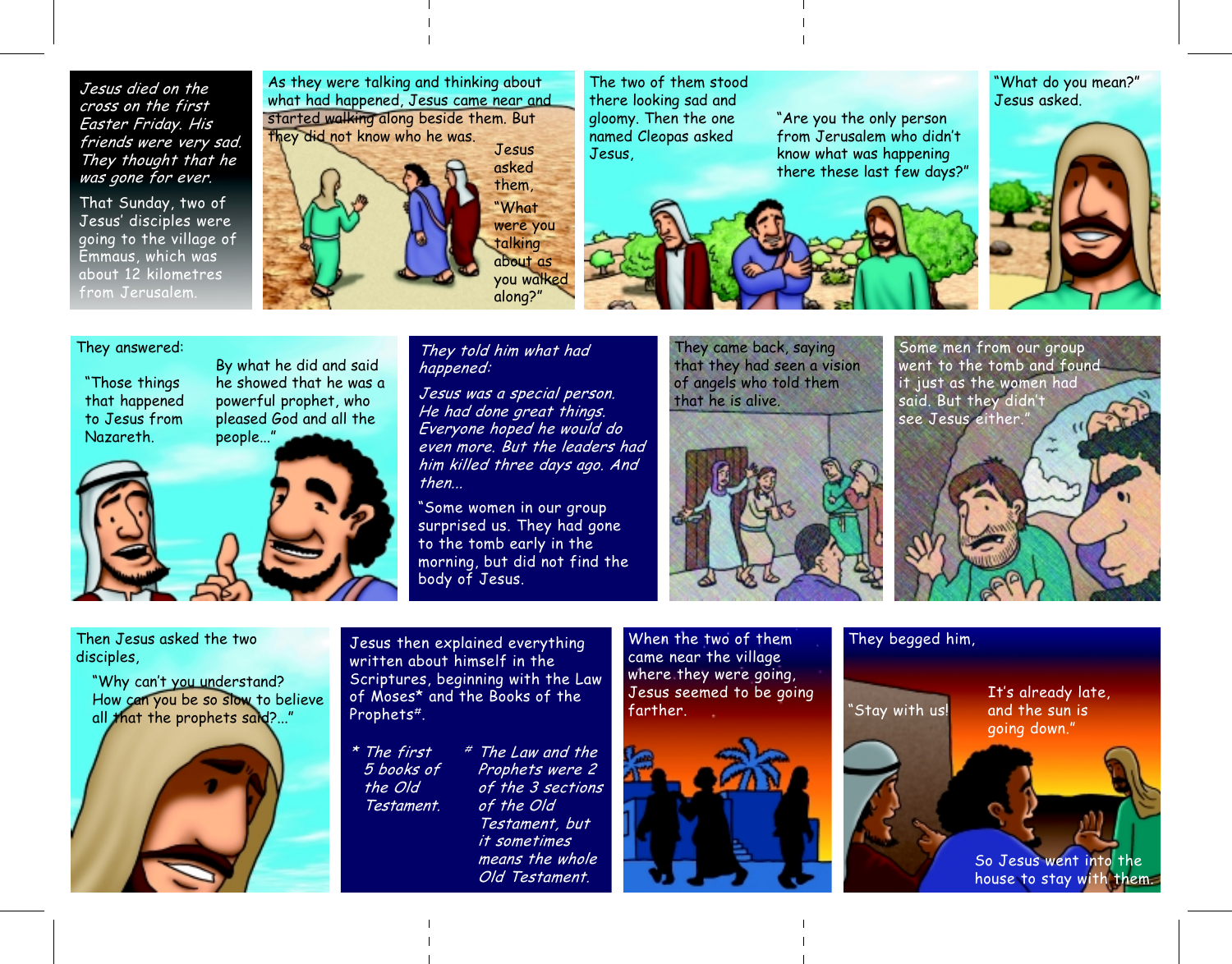*Jesus died on the cross on the first Easter Friday. His friends were very sad. They thought that he was gone for ever.*

That Sunday, two of Jesus' disciples were going to the village of Emmaus, which was about 12 kilometres from Jerusalem.

As they were talking and thinking about what had happened, Jesus came near and started walking along beside them. But they did not know who he was.

Jesus asked them,

"What were you talking about as you walked along?"

The two of them stood there looking sad and gloomy. Then the one named Cleopas asked Jesus,

"Are you the only person from Jerusalem who didn't know what was happening there these last few days?"

"What do you mean?" Jesus asked.

They answered:

"Those things that happened to Jesus from Nazareth.

By what he did and said he showed that he was a powerful prophet, who pleased God and all the people..."

*They told him what had happened:*

*Jesus was a special person. He had done great things. Everyone hoped he would do even more. But the leaders had him killed three days ago. And then...*

"Some women in our group surprised us. They had gone to the tomb early in the morning, but did not find the body of Jesus.

They came back, saying that they had seen a vision of angels who told them that he is alive.

Some men from our group went to the tomb and found it just as the women had said. But they didn't see Jesus either."

Then Jesus asked the two disciples,

"Why can't you understand? How can you be so slow to believe all that the prophets said?..."

Jesus then explained everything written about himself in the Scriptures, beginning with the Law of Moses* and the Books of the Prophets#.

*\* The first 5 books of the Old Testament.*

*# The Law and the Prophets were 2 of the 3 sections of the Old Testament, but it sometimes means the whole Old Testament.*

When the two of them came near the village where they were going, Jesus seemed to be going farther.

They begged him,

"Stay with us! It's already late, and the sun is going down."

So Jesus went into the house to stay with them.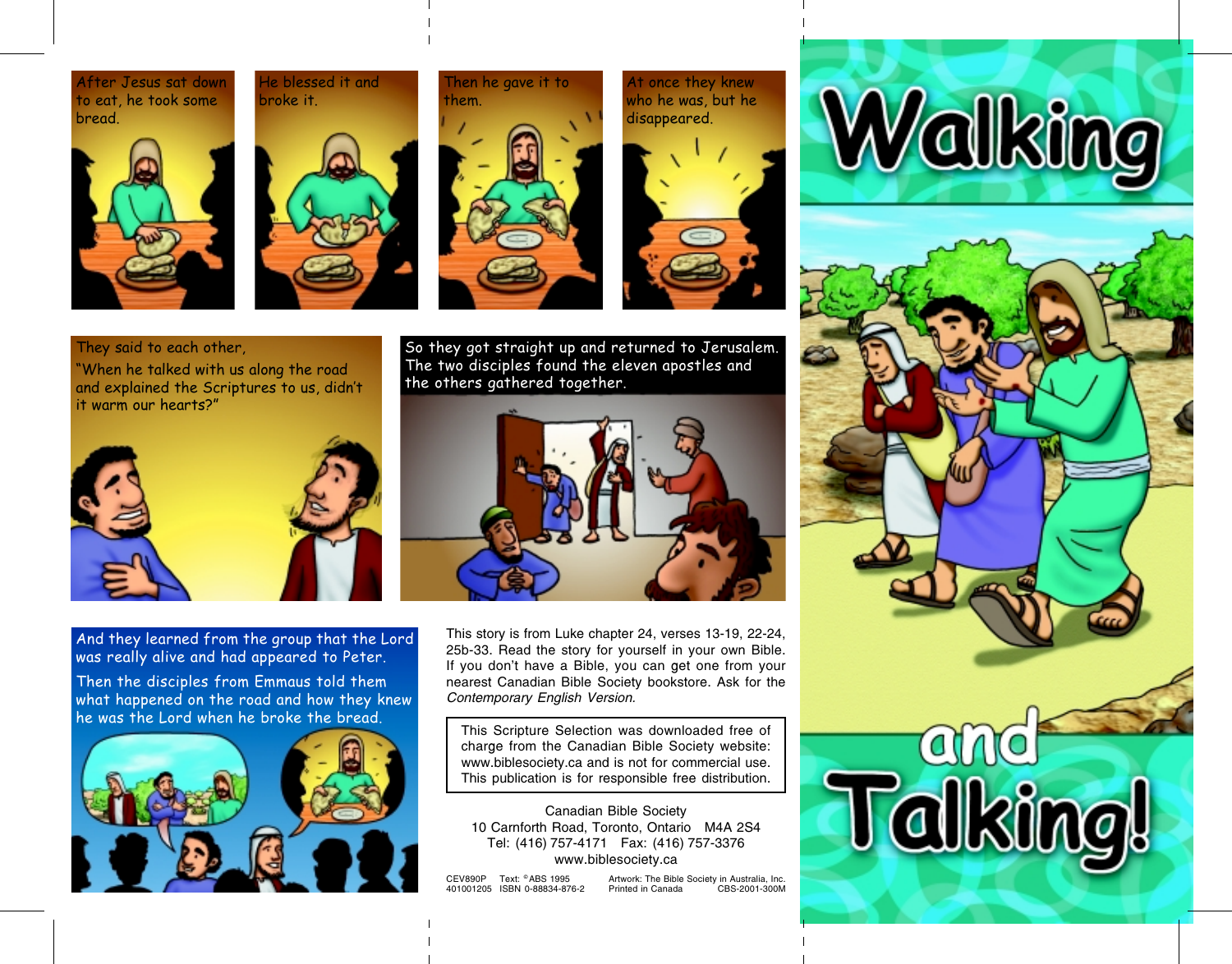After Jesus sat down to eat, he took some bread.

He blessed it and broke it.

Then he gave it to them.

At once they knew who he was, but he disappeared.

They said to each other, "When he talked with us along the road and explained the Scriptures to us, didn't it warm our hearts?"

So they got straight up and returned to Jerusalem. The two disciples found the eleven apostles and the others gathered together.

And they learned from the group that the Lord was really alive and had appeared to Peter.

Then the disciples from Emmaus told them what happened on the road and how they knew he was the Lord when he broke the bread.

This story is from Luke chapter 24, verses 13-19, 22-24, 25b-33. Read the story for yourself in your own Bible. If you don't have a Bible, you can get one from your nearest Canadian Bible Society bookstore. Ask for the *Contemporary English Version.*

This Scripture Selection was downloaded free of charge from the Canadian Bible Society website: www.biblesociety.ca and is not for commercial use. This publication is for responsible free distribution.

Canadian Bible Society
10 Carnforth Road, Toronto, Ontario M4A 2S4
Tel: (416) 757-4171 Fax: (416) 757-3376
www.biblesociety.ca

CEV890P Text: © ABS 1995 Artwork: The Bible Society in Australia, Inc.
401001205 ISBN 0-88834-876-2 Printed in Canada CBS-2001-300M

# Walking and Talking!